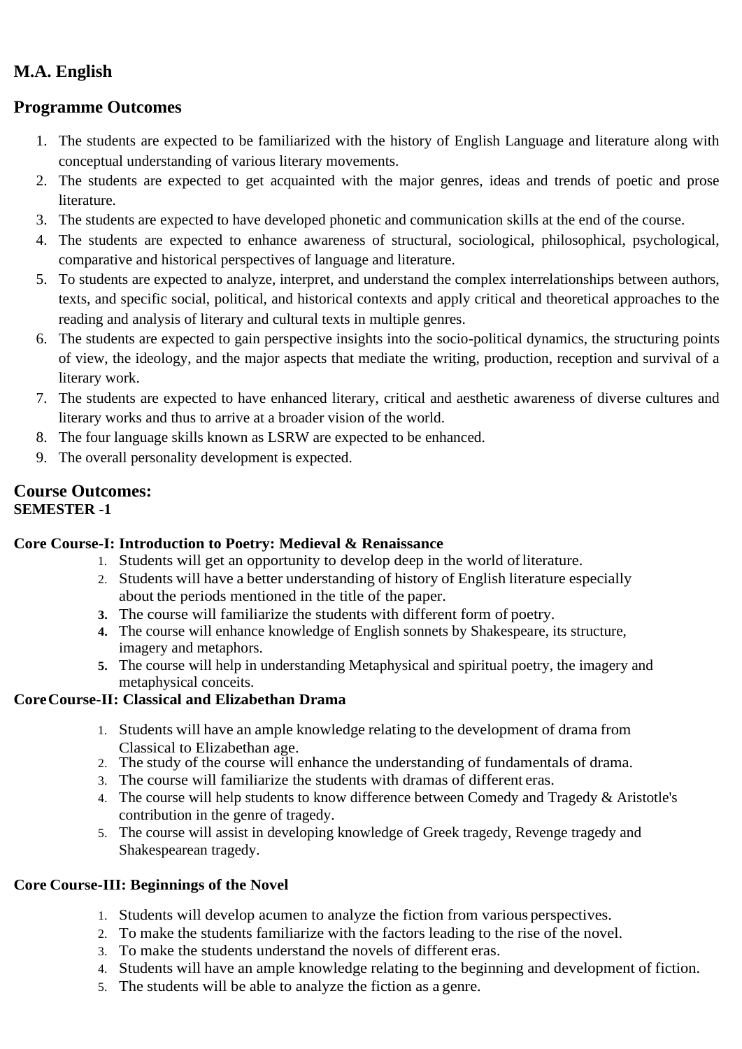## M.A. English

## Programme Outcomes

1. The students are expected to be familiarized with the history of English Language and literature along with conceptual understanding of various literary movements.
2. The students are expected to get acquainted with the major genres, ideas and trends of poetic and prose literature.
3. The students are expected to have developed phonetic and communication skills at the end of the course.
4. The students are expected to enhance awareness of structural, sociological, philosophical, psychological, comparative and historical perspectives of language and literature.
5. To students are expected to analyze, interpret, and understand the complex interrelationships between authors, texts, and specific social, political, and historical contexts and apply critical and theoretical approaches to the reading and analysis of literary and cultural texts in multiple genres.
6. The students are expected to gain perspective insights into the socio-political dynamics, the structuring points of view, the ideology, and the major aspects that mediate the writing, production, reception and survival of a literary work.
7. The students are expected to have enhanced literary, critical and aesthetic awareness of diverse cultures and literary works and thus to arrive at a broader vision of the world.
8. The four language skills known as LSRW are expected to be enhanced.
9. The overall personality development is expected.

## Course Outcomes:

**SEMESTER -1**

**Core Course-I: Introduction to Poetry: Medieval & Renaissance**

1. Students will get an opportunity to develop deep in the world of literature.
2. Students will have a better understanding of history of English literature especially about the periods mentioned in the title of the paper.
3. The course will familiarize the students with different form of poetry.
4. The course will enhance knowledge of English sonnets by Shakespeare, its structure, imagery and metaphors.
5. The course will help in understanding Metaphysical and spiritual poetry, the imagery and metaphysical conceits.

**Core Course-II: Classical and Elizabethan Drama**

1. Students will have an ample knowledge relating to the development of drama from Classical to Elizabethan age.
2. The study of the course will enhance the understanding of fundamentals of drama.
3. The course will familiarize the students with dramas of different eras.
4. The course will help students to know difference between Comedy and Tragedy & Aristotle's contribution in the genre of tragedy.
5. The course will assist in developing knowledge of Greek tragedy, Revenge tragedy and Shakespearean tragedy.

**Core Course-III: Beginnings of the Novel**

1. Students will develop acumen to analyze the fiction from various perspectives.
2. To make the students familiarize with the factors leading to the rise of the novel.
3. To make the students understand the novels of different eras.
4. Students will have an ample knowledge relating to the beginning and development of fiction.
5. The students will be able to analyze the fiction as a genre.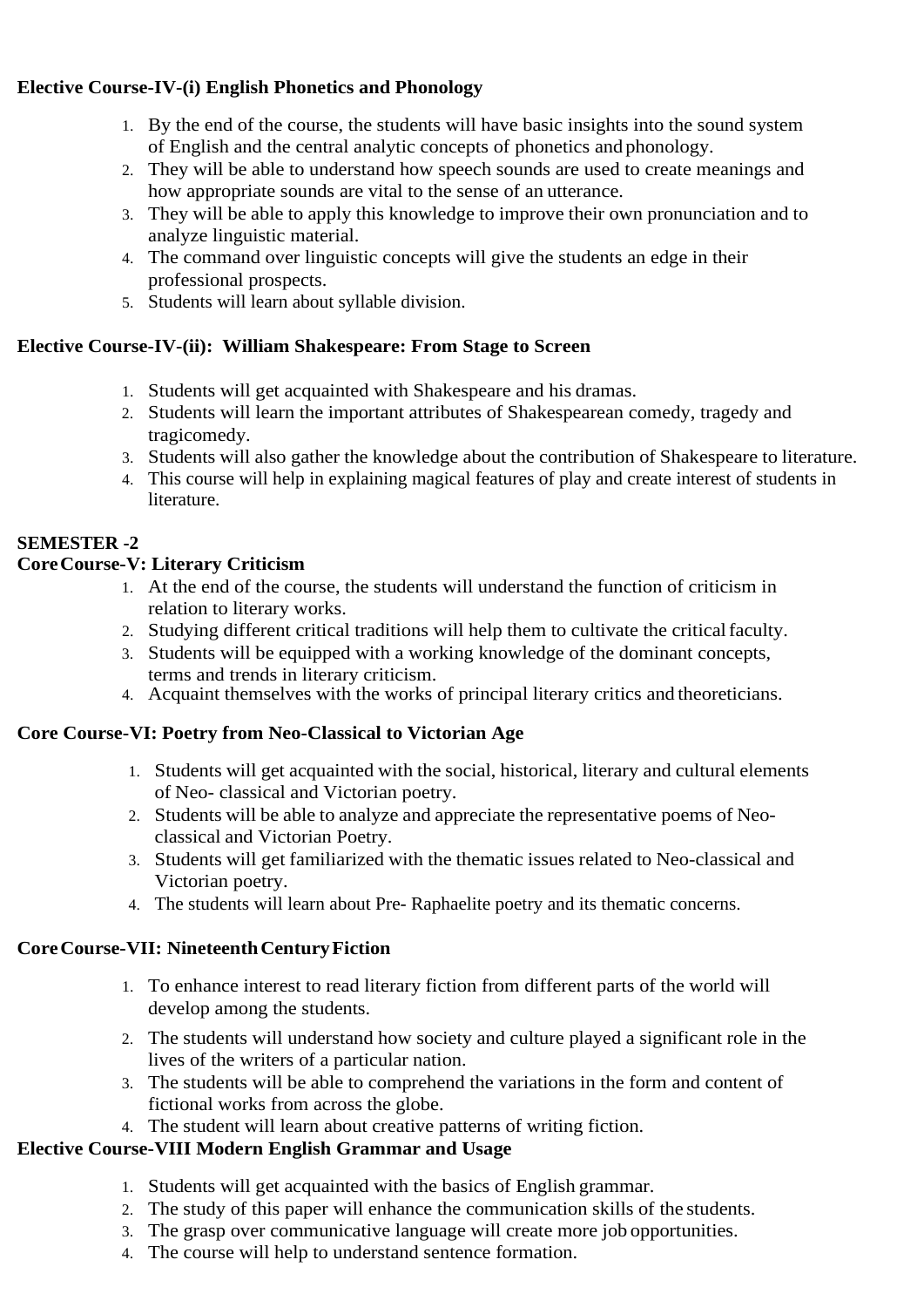**Elective Course-IV-(i) English Phonetics and Phonology**

1. By the end of the course, the students will have basic insights into the sound system of English and the central analytic concepts of phonetics and phonology.
2. They will be able to understand how speech sounds are used to create meanings and how appropriate sounds are vital to the sense of an utterance.
3. They will be able to apply this knowledge to improve their own pronunciation and to analyze linguistic material.
4. The command over linguistic concepts will give the students an edge in their professional prospects.
5. Students will learn about syllable division.

**Elective Course-IV-(ii): William Shakespeare: From Stage to Screen**

1. Students will get acquainted with Shakespeare and his dramas.
2. Students will learn the important attributes of Shakespearean comedy, tragedy and tragicomedy.
3. Students will also gather the knowledge about the contribution of Shakespeare to literature.
4. This course will help in explaining magical features of play and create interest of students in literature.

**SEMESTER -2**

**Core Course-V: Literary Criticism**

1. At the end of the course, the students will understand the function of criticism in relation to literary works.
2. Studying different critical traditions will help them to cultivate the critical faculty.
3. Students will be equipped with a working knowledge of the dominant concepts, terms and trends in literary criticism.
4. Acquaint themselves with the works of principal literary critics and theoreticians.

**Core Course-VI: Poetry from Neo-Classical to Victorian Age**

1. Students will get acquainted with the social, historical, literary and cultural elements of Neo- classical and Victorian poetry.
2. Students will be able to analyze and appreciate the representative poems of Neo-classical and Victorian Poetry.
3. Students will get familiarized with the thematic issues related to Neo-classical and Victorian poetry.
4. The students will learn about Pre- Raphaelite poetry and its thematic concerns.

**Core Course-VII: Nineteenth Century Fiction**

1. To enhance interest to read literary fiction from different parts of the world will develop among the students.
2. The students will understand how society and culture played a significant role in the lives of the writers of a particular nation.
3. The students will be able to comprehend the variations in the form and content of fictional works from across the globe.
4. The student will learn about creative patterns of writing fiction.

**Elective Course-VIII Modern English Grammar and Usage**

1. Students will get acquainted with the basics of English grammar.
2. The study of this paper will enhance the communication skills of the students.
3. The grasp over communicative language will create more job opportunities.
4. The course will help to understand sentence formation.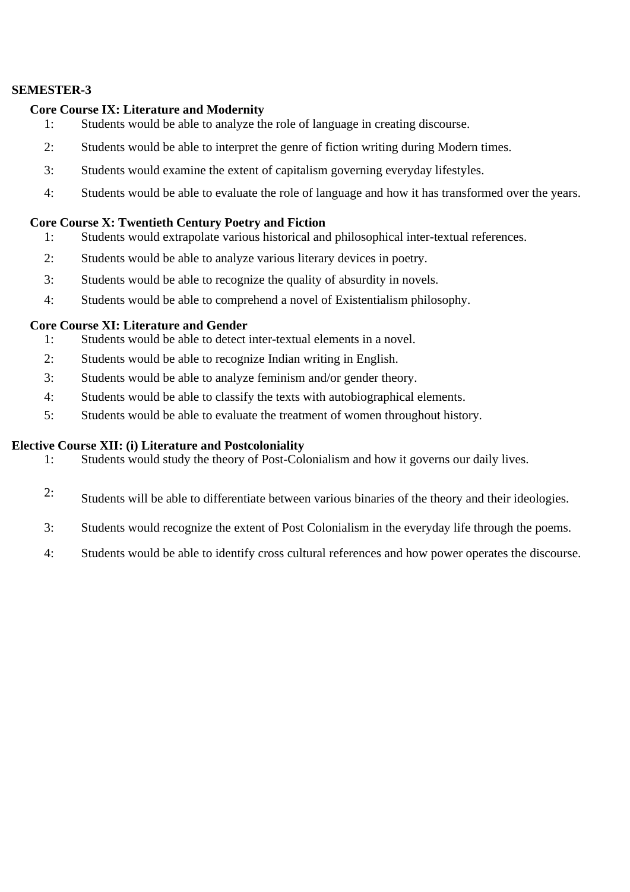**SEMESTER-3**

**Core Course IX: Literature and Modernity**

1: Students would be able to analyze the role of language in creating discourse.

2: Students would be able to interpret the genre of fiction writing during Modern times.

3: Students would examine the extent of capitalism governing everyday lifestyles.

4: Students would be able to evaluate the role of language and how it has transformed over the years.

**Core Course X: Twentieth Century Poetry and Fiction**

1: Students would extrapolate various historical and philosophical inter-textual references.

2: Students would be able to analyze various literary devices in poetry.

3: Students would be able to recognize the quality of absurdity in novels.

4: Students would be able to comprehend a novel of Existentialism philosophy.

**Core Course XI: Literature and Gender**

1: Students would be able to detect inter-textual elements in a novel.

2: Students would be able to recognize Indian writing in English.

3: Students would be able to analyze feminism and/or gender theory.

4: Students would be able to classify the texts with autobiographical elements.

5: Students would be able to evaluate the treatment of women throughout history.

**Elective Course XII: (i) Literature and Postcoloniality**

1: Students would study the theory of Post-Colonialism and how it governs our daily lives.

2: Students will be able to differentiate between various binaries of the theory and their ideologies.

3: Students would recognize the extent of Post Colonialism in the everyday life through the poems.

4: Students would be able to identify cross cultural references and how power operates the discourse.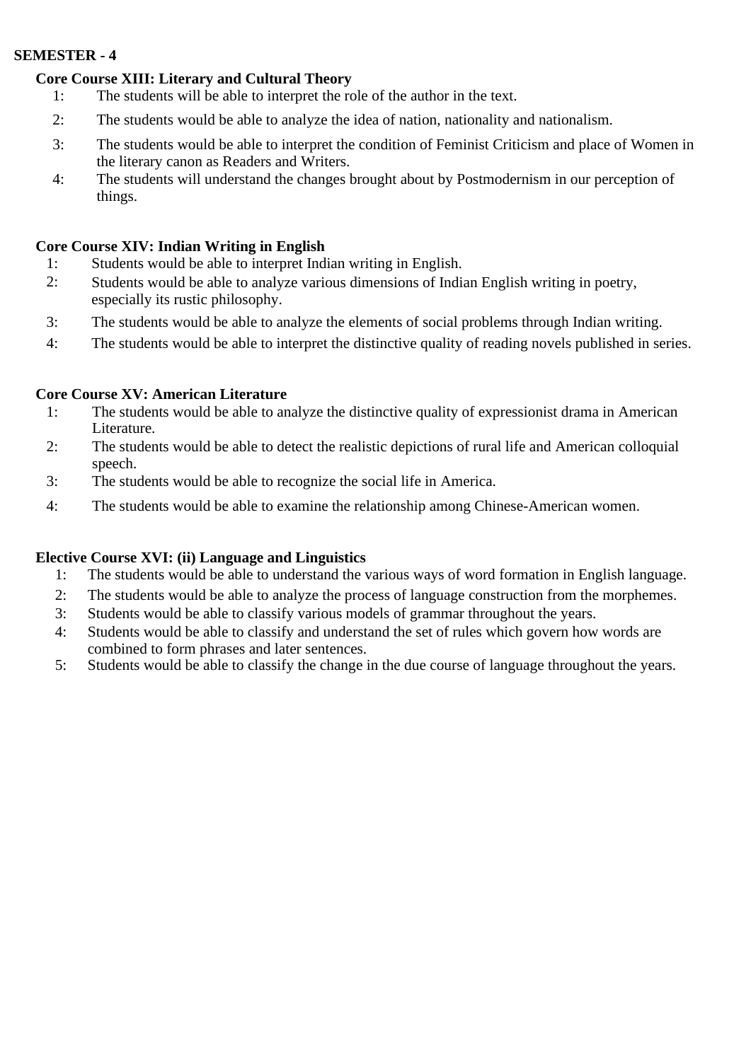**SEMESTER - 4**

**Core Course XIII: Literary and Cultural Theory**

1: The students will be able to interpret the role of the author in the text.

2: The students would be able to analyze the idea of nation, nationality and nationalism.

3: The students would be able to interpret the condition of Feminist Criticism and place of Women in the literary canon as Readers and Writers.

4: The students will understand the changes brought about by Postmodernism in our perception of things.

**Core Course XIV: Indian Writing in English**

1: Students would be able to interpret Indian writing in English.

2: Students would be able to analyze various dimensions of Indian English writing in poetry, especially its rustic philosophy.

3: The students would be able to analyze the elements of social problems through Indian writing.

4: The students would be able to interpret the distinctive quality of reading novels published in series.

**Core Course XV: American Literature**

1: The students would be able to analyze the distinctive quality of expressionist drama in American Literature.

2: The students would be able to detect the realistic depictions of rural life and American colloquial speech.

3: The students would be able to recognize the social life in America.

4: The students would be able to examine the relationship among Chinese-American women.

**Elective Course XVI: (ii) Language and Linguistics**

1: The students would be able to understand the various ways of word formation in English language.

2: The students would be able to analyze the process of language construction from the morphemes.

3: Students would be able to classify various models of grammar throughout the years.

4: Students would be able to classify and understand the set of rules which govern how words are combined to form phrases and later sentences.

5: Students would be able to classify the change in the due course of language throughout the years.